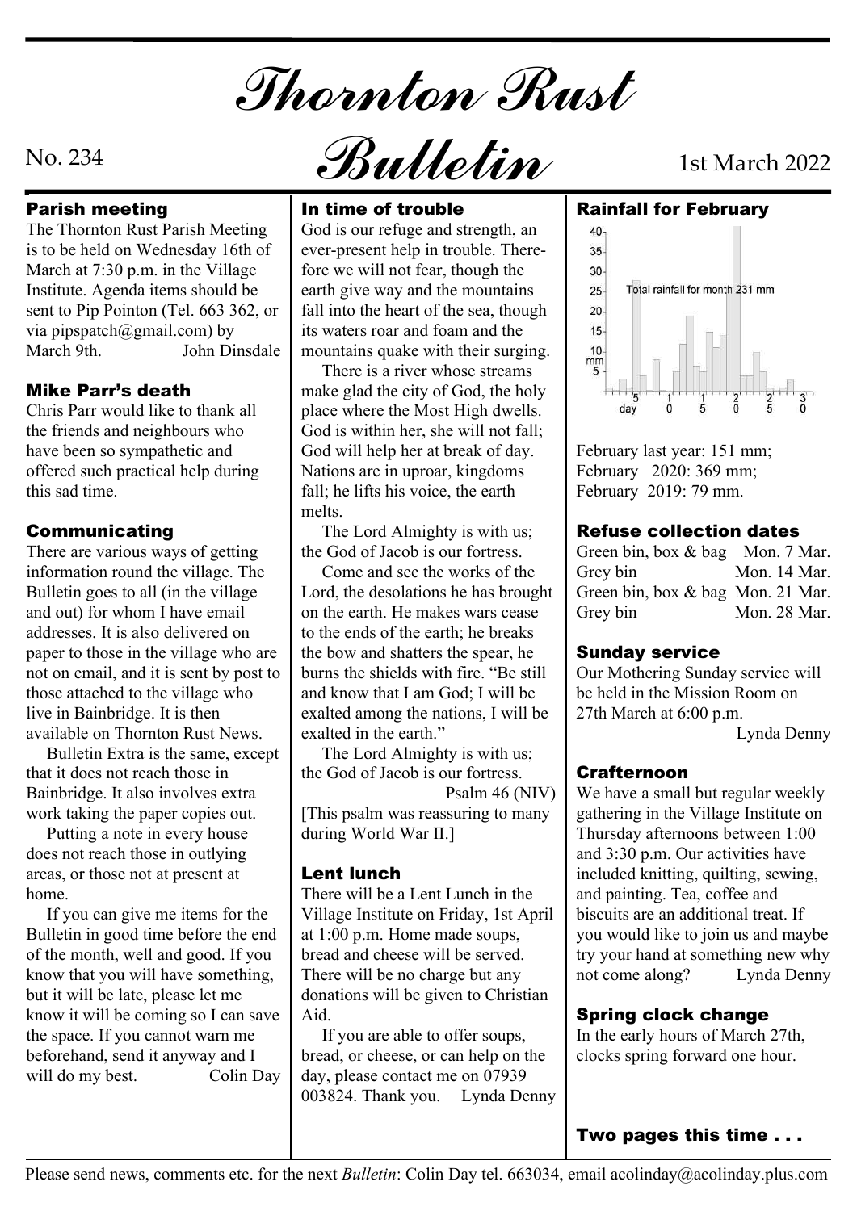# Thornton Rust Bulletin

No. 234

1st March 2022

## Parish meeting

The Thornton Rust Parish Meeting is to be held on Wednesday 16th of March at 7:30 p.m. in the Village Institute. Agenda items should be sent to Pip Pointon (Tel. 663 362, or via pipspatch@gmail.com) by March 9th. John Dinsdale

## Mike Parr's death

Chris Parr would like to thank all the friends and neighbours who have been so sympathetic and offered such practical help during this sad time.

## Communicating

There are various ways of getting information round the village. The Bulletin goes to all (in the village and out) for whom I have email addresses. It is also delivered on paper to those in the village who are not on email, and it is sent by post to those attached to the village who live in Bainbridge. It is then available on Thornton Rust News.

Bulletin Extra is the same, except that it does not reach those in Bainbridge. It also involves extra work taking the paper copies out.

Putting a note in every house does not reach those in outlying areas, or those not at present at home.

If you can give me items for the Bulletin in good time before the end of the month, well and good. If you know that you will have something, but it will be late, please let me know it will be coming so I can save the space. If you cannot warn me beforehand, send it anyway and I will do my best. Colin Day

## In time of trouble

God is our refuge and strength, an ever-present help in trouble. Therefore we will not fear, though the earth give way and the mountains fall into the heart of the sea, though its waters roar and foam and the mountains quake with their surging.

There is a river whose streams make glad the city of God, the holy place where the Most High dwells. God is within her, she will not fall; God will help her at break of day. Nations are in uproar, kingdoms fall; he lifts his voice, the earth melts.

The Lord Almighty is with us; the God of Jacob is our fortress.

Come and see the works of the Lord, the desolations he has brought on the earth. He makes wars cease to the ends of the earth; he breaks the bow and shatters the spear, he burns the shields with fire. "Be still and know that I am God; I will be exalted among the nations, I will be exalted in the earth."

The Lord Almighty is with us; the God of Jacob is our fortress.

Psalm 46 (NIV)

[This psalm was reassuring to many during World War II.]

## Lent lunch

There will be a Lent Lunch in the Village Institute on Friday, 1st April at 1:00 p.m. Home made soups, bread and cheese will be served. There will be no charge but any donations will be given to Christian Aid.

If you are able to offer soups, bread, or cheese, or can help on the day, please contact me on 07939 003824. Thank you. Lynda Denny

## Rainfall for February

Total rainfall for month 231 mm

February last year: 151 mm;
February 2020: 369 mm;
February 2019: 79 mm.

## Refuse collection dates

| | |
|---|---|
| Green bin, box & bag | Mon. 7 Mar. |
| Grey bin | Mon. 14 Mar. |
| Green bin, box & bag | Mon. 21 Mar. |
| Grey bin | Mon. 28 Mar. |

## Sunday service

Our Mothering Sunday service will be held in the Mission Room on 27th March at 6:00 p.m.

Lynda Denny

## Crafternoon

We have a small but regular weekly gathering in the Village Institute on Thursday afternoons between 1:00 and 3:30 p.m. Our activities have included knitting, quilting, sewing, and painting. Tea, coffee and biscuits are an additional treat. If you would like to join us and maybe try your hand at something new why not come along? Lynda Denny

## Spring clock change

In the early hours of March 27th, clocks spring forward one hour.

**Two pages this time . . .**

Please send news, comments etc. for the next *Bulletin*: Colin Day tel. 663034, email acolinday@acolinday.plus.com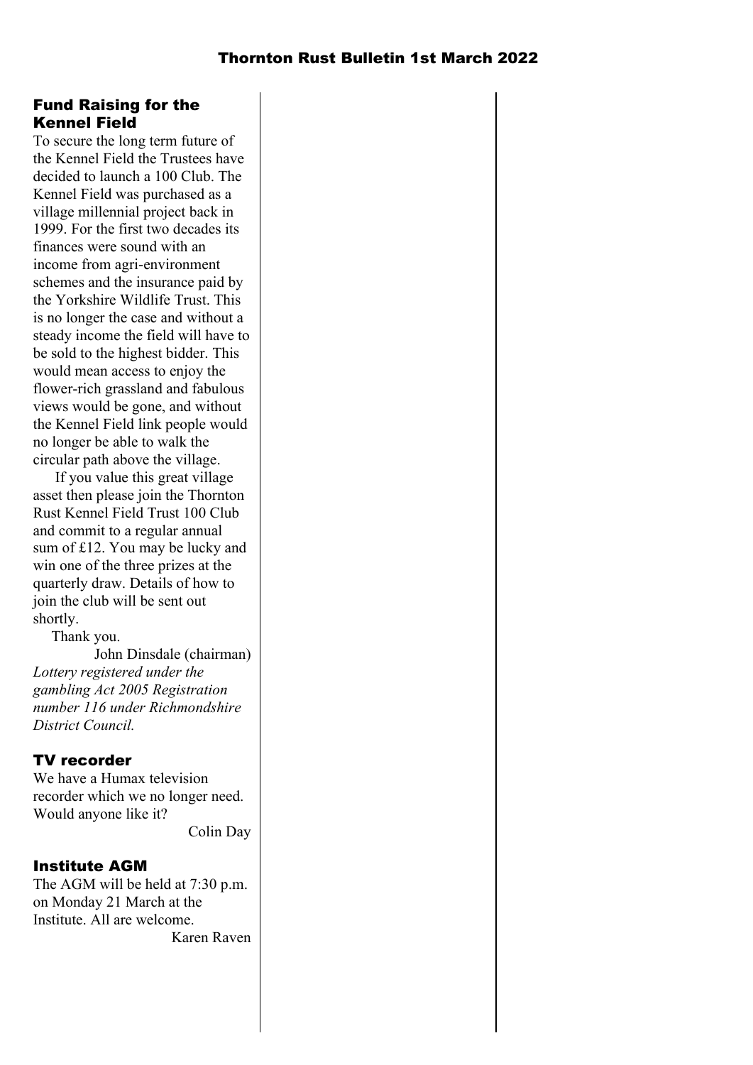## Fund Raising for the Kennel Field

To secure the long term future of the Kennel Field the Trustees have decided to launch a 100 Club. The Kennel Field was purchased as a village millennial project back in 1999. For the first two decades its finances were sound with an income from agri-environment schemes and the insurance paid by the Yorkshire Wildlife Trust. This is no longer the case and without a steady income the field will have to be sold to the highest bidder. This would mean access to enjoy the flower-rich grassland and fabulous views would be gone, and without the Kennel Field link people would no longer be able to walk the circular path above the village.

If you value this great village asset then please join the Thornton Rust Kennel Field Trust 100 Club and commit to a regular annual sum of £12. You may be lucky and win one of the three prizes at the quarterly draw. Details of how to join the club will be sent out shortly.

Thank you.

John Dinsdale (chairman)

*Lottery registered under the gambling Act 2005 Registration number 116 under Richmondshire District Council.*

## TV recorder

We have a Humax television recorder which we no longer need. Would anyone like it?

Colin Day

## Institute AGM

The AGM will be held at 7:30 p.m. on Monday 21 March at the Institute. All are welcome.

Karen Raven